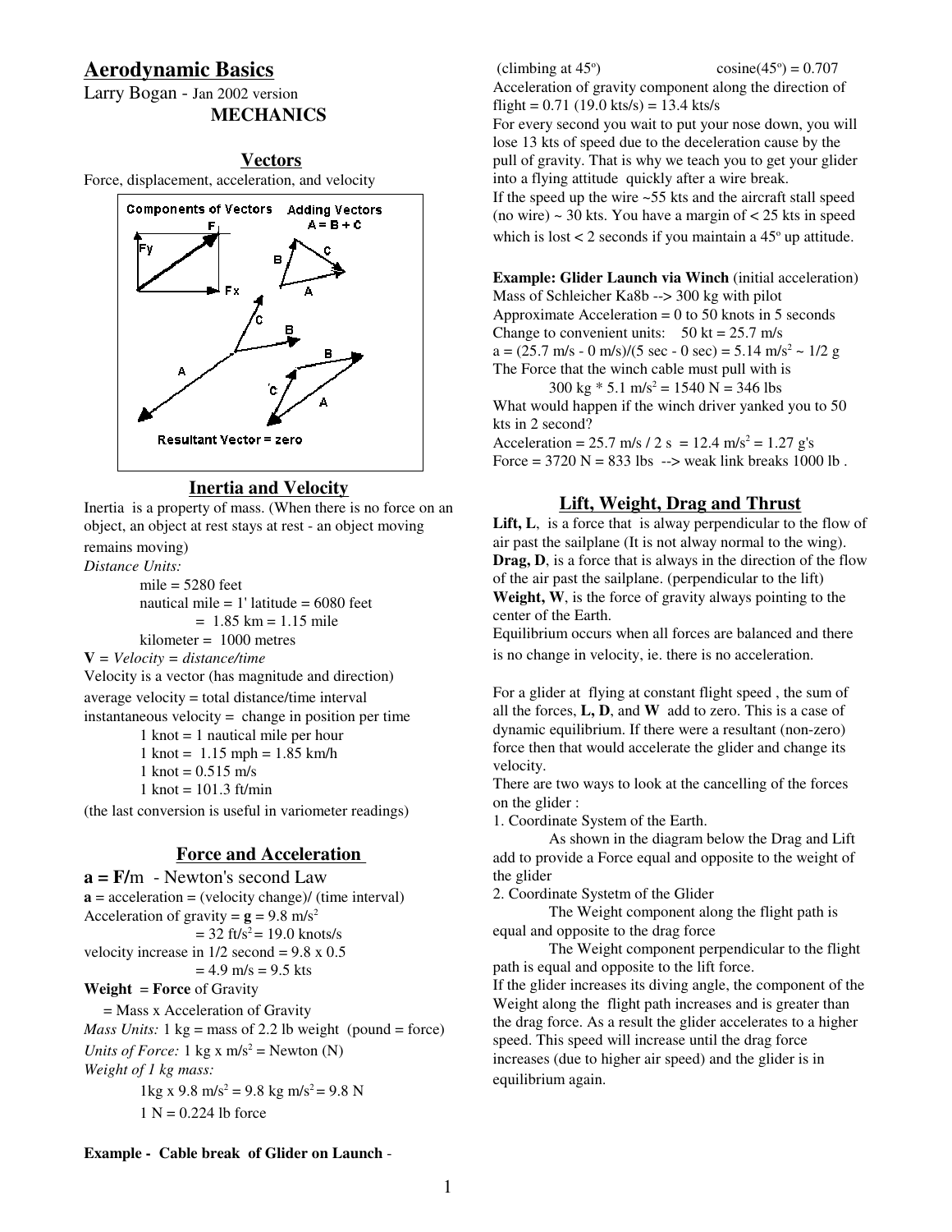# Aerodynamic Basics

Larry Bogan - Jan 2002 version

## MECHANICS

### Vectors

Force, displacement, acceleration, and velocity

### Inertia and Velocity

Inertia is a property of mass. (When there is no force on an object, an object at rest stays at rest - an object moving remains moving)

*Distance Units:*

mile = 5280 feet

nautical mile = 1' latitude = 6080 feet

= 1.85 km = 1.15 mile

kilometer = 1000 metres

**V** = *Velocity = distance/time*

Velocity is a vector (has magnitude and direction)

average velocity = total distance/time interval

instantaneous velocity = change in position per time

1 knot = 1 nautical mile per hour

1 knot = 1.15 mph = 1.85 km/h

1 knot = 0.515 m/s

1 knot = 101.3 ft/min

(the last conversion is useful in variometer readings)

### Force and Acceleration

**a = F/**m - Newton's second Law

**a** = acceleration = (velocity change)/ (time interval)

Acceleration of gravity = **g** = 9.8 m/s$^2$

= 32 ft/s$^2$ = 19.0 knots/s

velocity increase in 1/2 second = 9.8 x 0.5

= 4.9 m/s = 9.5 kts

**Weight** = **Force** of Gravity

= Mass x Acceleration of Gravity

*Mass Units:* 1 kg = mass of 2.2 lb weight (pound = force)

*Units of Force:* 1 kg x m/s$^2$ = Newton (N)

*Weight of 1 kg mass:*

1kg x 9.8 m/s$^2$ = 9.8 kg m/s$^2$ = 9.8 N

1 N = 0.224 lb force

**Example - Cable break of Glider on Launch** -

(climbing at 45°) cosine(45°) = 0.707

Acceleration of gravity component along the direction of flight = 0.71 (19.0 kts/s) = 13.4 kts/s

For every second you wait to put your nose down, you will lose 13 kts of speed due to the deceleration cause by the pull of gravity. That is why we teach you to get your glider into a flying attitude quickly after a wire break.

If the speed up the wire ~55 kts and the aircraft stall speed (no wire) ~ 30 kts. You have a margin of < 25 kts in speed which is lost < 2 seconds if you maintain a 45° up attitude.

**Example: Glider Launch via Winch** (initial acceleration)

Mass of Schleicher Ka8b --> 300 kg with pilot

Approximate Acceleration = 0 to 50 knots in 5 seconds

Change to convenient units: 50 kt = 25.7 m/s

a = (25.7 m/s - 0 m/s)/(5 sec - 0 sec) = 5.14 m/s$^2$ ~ 1/2 g

The Force that the winch cable must pull with is

300 kg * 5.1 m/s$^2$ = 1540 N = 346 lbs

What would happen if the winch driver yanked you to 50 kts in 2 second?

Acceleration = 25.7 m/s / 2 s = 12.4 m/s$^2$ = 1.27 g's

Force = 3720 N = 833 lbs --> weak link breaks 1000 lb .

### Lift, Weight, Drag and Thrust

**Lift, L**, is a force that is alway perpendicular to the flow of air past the sailplane (It is not alway normal to the wing).

**Drag, D**, is a force that is always in the direction of the flow of the air past the sailplane. (perpendicular to the lift)

**Weight, W**, is the force of gravity always pointing to the center of the Earth.

Equilibrium occurs when all forces are balanced and there is no change in velocity, ie. there is no acceleration.

For a glider at flying at constant flight speed , the sum of all the forces, **L, D**, and **W** add to zero. This is a case of dynamic equilibrium. If there were a resultant (non-zero) force then that would accelerate the glider and change its velocity.

There are two ways to look at the cancelling of the forces on the glider :

1. Coordinate System of the Earth.

   As shown in the diagram below the Drag and Lift add to provide a Force equal and opposite to the weight of the glider

2. Coordinate Systetm of the Glider

   The Weight component along the flight path is equal and opposite to the drag force

   The Weight component perpendicular to the flight path is equal and opposite to the lift force.

If the glider increases its diving angle, the component of the Weight along the flight path increases and is greater than the drag force. As a result the glider accelerates to a higher speed. This speed will increase until the drag force increases (due to higher air speed) and the glider is in equilibrium again.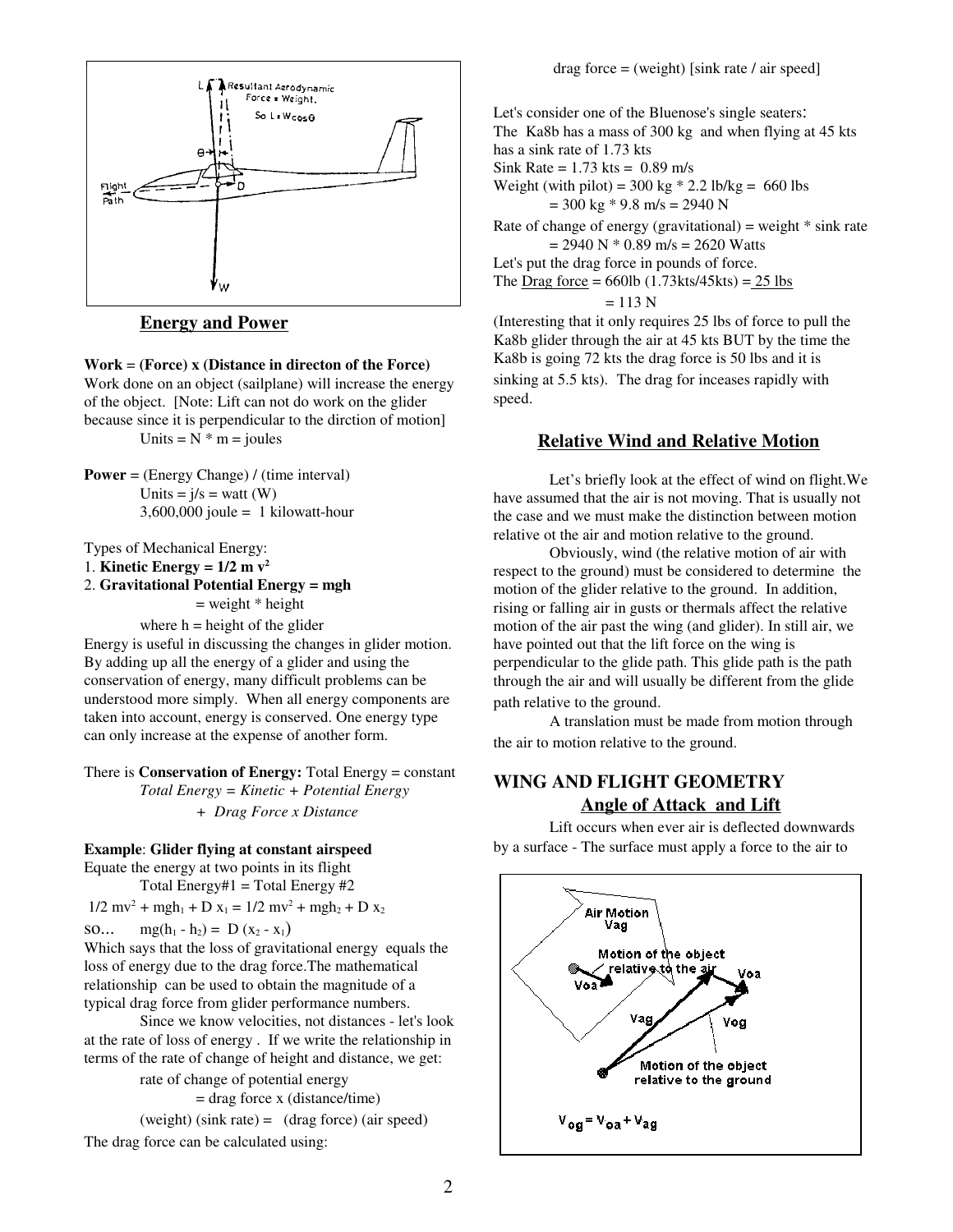## Energy and Power

**Work = (Force) x (Distance in directon of the Force)**
Work done on an object (sailplane) will increase the energy of the object. [Note: Lift can not do work on the glider because since it is perpendicular to the dirction of motion]

Units = N * m = joules

**Power** = (Energy Change) / (time interval)

Units = j/s = watt (W)

3,600,000 joule = 1 kilowatt-hour

Types of Mechanical Energy:

1. **Kinetic Energy = $1/2\ m\ v^2$**
2. **Gravitational Potential Energy = mgh**

= weight * height

where h = height of the glider

Energy is useful in discussing the changes in glider motion. By adding up all the energy of a glider and using the conservation of energy, many difficult problems can be understood more simply. When all energy components are taken into account, energy is conserved. One energy type can only increase at the expense of another form.

There is **Conservation of Energy:** Total Energy = constant

*Total Energy = Kinetic + Potential Energy*

*+ Drag Force x Distance*

**Example**: **Glider flying at constant airspeed**

Equate the energy at two points in its flight

Total Energy#1 = Total Energy #2

$$1/2\ mv^2 + mgh_1 + D\ x_1 = 1/2\ mv^2 + mgh_2 + D\ x_2$$

so... $mg(h_1 - h_2) = D\ (x_2 - x_1)$

Which says that the loss of gravitational energy equals the loss of energy due to the drag force.The mathematical relationship can be used to obtain the magnitude of a typical drag force from glider performance numbers.

Since we know velocities, not distances - let's look at the rate of loss of energy . If we write the relationship in terms of the rate of change of height and distance, we get:

rate of change of potential energy

= drag force x (distance/time)

(weight) (sink rate) = (drag force) (air speed)

The drag force can be calculated using:

drag force = (weight) [sink rate / air speed]

Let's consider one of the Bluenose's single seaters:
The Ka8b has a mass of 300 kg and when flying at 45 kts has a sink rate of 1.73 kts

Sink Rate = 1.73 kts = 0.89 m/s

Weight (with pilot) = 300 kg * 2.2 lb/kg = 660 lbs

= 300 kg * 9.8 m/s = 2940 N

Rate of change of energy (gravitational) = weight * sink rate

= 2940 N * 0.89 m/s = 2620 Watts

Let's put the drag force in pounds of force.

The Drag force = 660lb (1.73kts/45kts) = 25 lbs

= 113 N

(Interesting that it only requires 25 lbs of force to pull the Ka8b glider through the air at 45 kts BUT by the time the Ka8b is going 72 kts the drag force is 50 lbs and it is sinking at 5.5 kts). The drag for inceases rapidly with speed.

## Relative Wind and Relative Motion

Let's briefly look at the effect of wind on flight.We have assumed that the air is not moving. That is usually not the case and we must make the distinction between motion relative ot the air and motion relative to the ground.

Obviously, wind (the relative motion of air with respect to the ground) must be considered to determine the motion of the glider relative to the ground. In addition, rising or falling air in gusts or thermals affect the relative motion of the air past the wing (and glider). In still air, we have pointed out that the lift force on the wing is perpendicular to the glide path. This glide path is the path through the air and will usually be different from the glide path relative to the ground.

A translation must be made from motion through the air to motion relative to the ground.

## WING AND FLIGHT GEOMETRY

### Angle of Attack and Lift

Lift occurs when ever air is deflected downwards by a surface - The surface must apply a force to the air to

$$V_{og} = V_{oa} + V_{ag}$$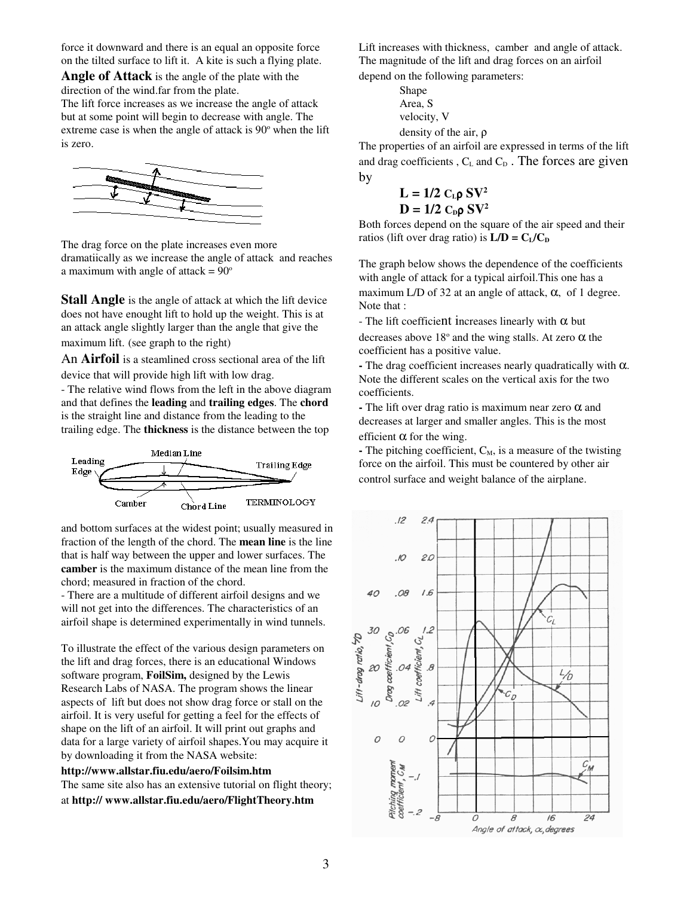force it downward and there is an equal an opposite force on the tilted surface to lift it. A kite is such a flying plate.

**Angle of Attack** is the angle of the plate with the direction of the wind.far from the plate.

The lift force increases as we increase the angle of attack but at some point will begin to decrease with angle. The extreme case is when the angle of attack is 90º when the lift is zero.

The drag force on the plate increases even more dramatiically as we increase the angle of attack and reaches a maximum with angle of attack = 90º

**Stall Angle** is the angle of attack at which the lift device does not have enought lift to hold up the weight. This is at an attack angle slightly larger than the angle that give the maximum lift. (see graph to the right)

An **Airfoil** is a steamlined cross sectional area of the lift device that will provide high lift with low drag.

- The relative wind flows from the left in the above diagram and that defines the **leading** and **trailing edges**. The **chord** is the straight line and distance from the leading to the trailing edge. The **thickness** is the distance between the top and bottom surfaces at the widest point; usually measured in fraction of the length of the chord. The **mean line** is the line that is half way between the upper and lower surfaces. The **camber** is the maximum distance of the mean line from the chord; measured in fraction of the chord.

- There are a multitude of different airfoil designs and we will not get into the differences. The characteristics of an airfoil shape is determined experimentally in wind tunnels.

To illustrate the effect of the various design parameters on the lift and drag forces, there is an educational Windows software program, **FoilSim,** designed by the Lewis Research Labs of NASA. The program shows the linear aspects of lift but does not show drag force or stall on the airfoil. It is very useful for getting a feel for the effects of shape on the lift of an airfoil. It will print out graphs and data for a large variety of airfoil shapes.You may acquire it by downloading it from the NASA website:

**http://www.allstar.fiu.edu/aero/Foilsim.htm**

The same site also has an extensive tutorial on flight theory; at **http:// www.allstar.fiu.edu/aero/FlightTheory.htm**

Lift increases with thickness, camber and angle of attack. The magnitude of the lift and drag forces on an airfoil depend on the following parameters:

- Shape
- Area, S
- velocity, V
- density of the air, ρ

The properties of an airfoil are expressed in terms of the lift and drag coefficients , $C_L$ and $C_D$ . The forces are given by

$$L = 1/2\ C_L \rho S V^2$$

$$D = 1/2\ C_D \rho S V^2$$

Both forces depend on the square of the air speed and their ratios (lift over drag ratio) is $L/D = C_L/C_D$

The graph below shows the dependence of the coefficients with angle of attack for a typical airfoil.This one has a maximum L/D of 32 at an angle of attack, α, of 1 degree. Note that :

- The lift coefficient increases linearly with α but decreases above 18º and the wing stalls. At zero α the coefficient has a positive value.
- The drag coefficient increases nearly quadratically with α. Note the different scales on the vertical axis for the two coefficients.
- The lift over drag ratio is maximum near zero α and decreases at larger and smaller angles. This is the most efficient α for the wing.
- The pitching coefficient, $C_M$, is a measure of the twisting force on the airfoil. This must be countered by other air control surface and weight balance of the airplane.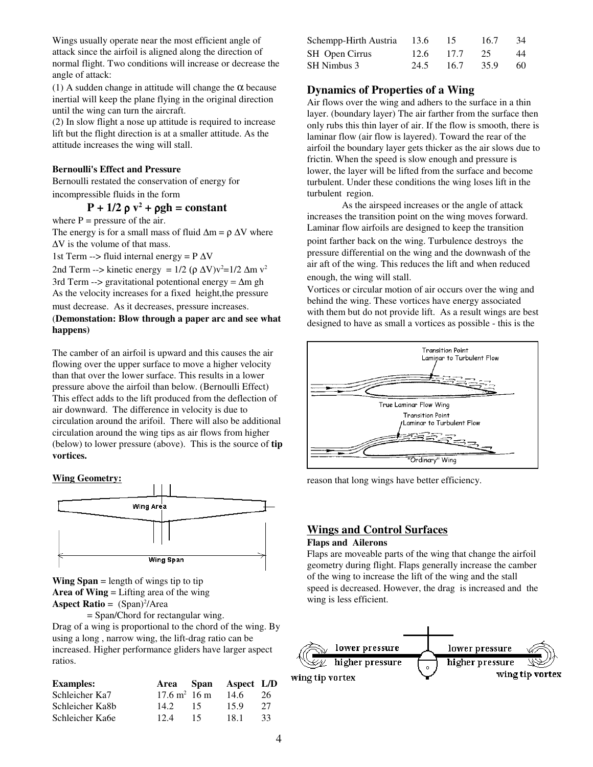Wings usually operate near the most efficient angle of attack since the airfoil is aligned along the direction of normal flight. Two conditions will increase or decrease the angle of attack:

(1) A sudden change in attitude will change the $\alpha$ because inertial will keep the plane flying in the original direction until the wing can turn the aircraft.

(2) In slow flight a nose up attitude is required to increase lift but the flight direction is at a smaller attitude. As the attitude increases the wing will stall.

**Bernoulli's Effect and Pressure**

Bernoulli restated the conservation of energy for incompressible fluids in the form

$$P + 1/2\,\rho\, v^2 + \rho g h = \text{constant}$$

where P = pressure of the air.

The energy is for a small mass of fluid $\Delta m = \rho\,\Delta V$ where $\Delta V$ is the volume of that mass.

1st Term --> fluid internal energy = $P\,\Delta V$

2nd Term --> kinetic energy = $1/2\,(\rho\,\Delta V)v^2 = 1/2\,\Delta m\, v^2$

3rd Term --> gravitational potentional energy = $\Delta m\, gh$

As the velocity increases for a fixed height,the pressure must decrease. As it decreases, pressure increases.

(**Demonstation: Blow through a paper arc and see what happens)**

The camber of an airfoil is upward and this causes the air flowing over the upper surface to move a higher velocity than that over the lower surface. This results in a lower pressure above the airfoil than below. (Bernoulli Effect) This effect adds to the lift produced from the deflection of air downward. The difference in velocity is due to circulation around the arifoil. There will also be additional circulation around the wing tips as air flows from higher (below) to lower pressure (above). This is the source of **tip vortices.**

**Wing Geometry:**

Wing Area

Wing Span

**Wing Span** = length of wings tip to tip

**Area of Wing** = Lifting area of the wing

**Aspect Ratio** = $(\text{Span})^2/\text{Area}$

= Span/Chord for rectangular wing.

Drag of a wing is proportional to the chord of the wing. By using a long , narrow wing, the lift-drag ratio can be increased. Higher performance gliders have larger aspect ratios.

| **Examples:** | **Area** | **Span** | **Aspect** | **L/D** |
|---|---|---|---|---|
| Schleicher Ka7 | 17.6 $m^2$ | 16 m | 14.6 | 26 |
| Schleicher Ka8b | 14.2 | 15 | 15.9 | 27 |
| Schleicher Ka6e | 12.4 | 15 | 18.1 | 33 |
| Schempp-Hirth Austria | 13.6 | 15 | 16.7 | 34 |
| SH Open Cirrus | 12.6 | 17.7 | 25 | 44 |
| SH Nimbus 3 | 24.5 | 16.7 | 35.9 | 60 |

## Dynamics of Properties of a Wing

Air flows over the wing and adhers to the surface in a thin layer. (boundary layer) The air farther from the surface then only rubs this thin layer of air. If the flow is smooth, there is laminar flow (air flow is layered). Toward the rear of the airfoil the boundary layer gets thicker as the air slows due to frictin. When the speed is slow enough and pressure is lower, the layer will be lifted from the surface and become turbulent. Under these conditions the wing loses lift in the turbulent region.

As the airspeed increases or the angle of attack increases the transition point on the wing moves forward. Laminar flow airfoils are designed to keep the transition point farther back on the wing. Turbulence destroys the pressure differential on the wing and the downwash of the air aft of the wing. This reduces the lift and when reduced enough, the wing will stall.

Vortices or circular motion of air occurs over the wing and behind the wing. These vortices have energy associated with them but do not provide lift. As a result wings are best designed to have as small a vortices as possible - this is the reason that long wings have better efficiency.

Transition Point Laminar to Turbulent Flow

True Laminar Flow Wing

Transition Point Laminar to Turbulent Flow

"Ordinary" Wing

## Wings and Control Surfaces

**Flaps and Ailerons**

Flaps are moveable parts of the wing that change the airfoil geometry during flight. Flaps generally increase the camber of the wing to increase the lift of the wing and the stall speed is decreased. However, the drag is increased and the wing is less efficient.

lower pressure / higher pressure / wing tip vortex

lower pressure / higher pressure / wing tip vortex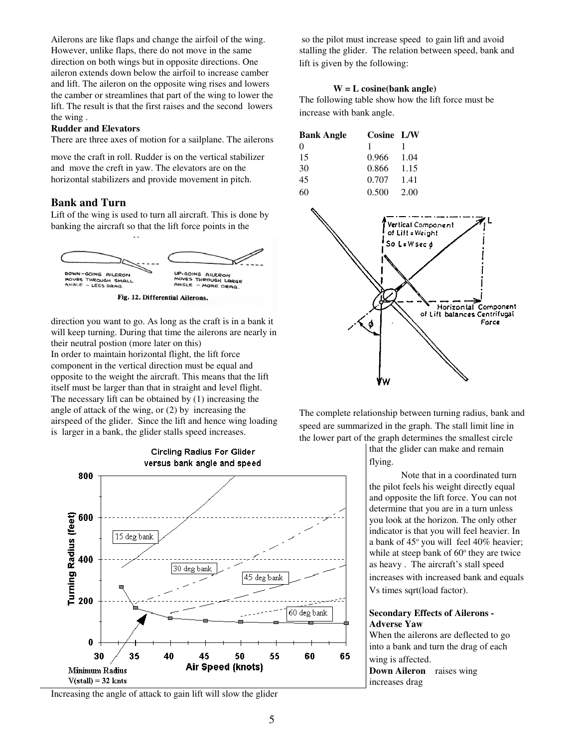Ailerons are like flaps and change the airfoil of the wing. However, unlike flaps, there do not move in the same direction on both wings but in opposite directions. One aileron extends down below the airfoil to increase camber and lift. The aileron on the opposite wing rises and lowers the camber or streamlines that part of the wing to lower the lift. The result is that the first raises and the second lowers the wing .

**Rudder and Elevators**

There are three axes of motion for a sailplane. The ailerons move the craft in roll. Rudder is on the vertical stabilizer and move the creft in yaw. The elevators are on the horizontal stabilizers and provide movement in pitch.

## Bank and Turn

Lift of the wing is used to turn all aircraft. This is done by banking the aircraft so that the lift force points in the direction you want to go. As long as the craft is in a bank it will keep turning. During that time the ailerons are nearly in their neutral postion (more later on this)

DOWN-GOING AILERON MOVES THROUGH SMALL ANGLE – LESS DRAG. UP-GOING AILERON MOVES THROUGH LARGE ANGLE – MORE DRAG.

**Fig. 12. Differential Ailerons.**

In order to maintain horizontal flight, the lift force component in the vertical direction must be equal and opposite to the weight the aircraft. This means that the lift itself must be larger than that in straight and level flight. The necessary lift can be obtained by (1) increasing the angle of attack of the wing, or (2) by increasing the airspeed of the glider. Since the lift and hence wing loading is larger in a bank, the glider stalls speed increases.

Circling Radius For Glider versus bank angle and speed

Minimum Radius
V(stall) = 32 knts

Increasing the angle of attack to gain lift will slow the glider so the pilot must increase speed to gain lift and avoid stalling the glider. The relation between speed, bank and lift is given by the following:

**W = L cosine(bank angle)**

The following table show how the lift force must be increase with bank angle.

| Bank Angle | Cosine | L/W |
|---|---|---|
| 0 | 1 | 1 |
| 15 | 0.966 | 1.04 |
| 30 | 0.866 | 1.15 |
| 45 | 0.707 | 1.41 |
| 60 | 0.500 | 2.00 |

Vertical Component of Lift = Weight. So $L = W \sec\phi$

Horizontal Component of Lift balances Centrifugal Force

The complete relationship between turning radius, bank and speed are summarized in the graph. The stall limit line in the lower part of the graph determines the smallest circle that the glider can make and remain flying.

Note that in a coordinated turn the pilot feels his weight directly equal and opposite the lift force. You can not determine that you are in a turn unless you look at the horizon. The only other indicator is that you will feel heavier. In a bank of 45° you will feel 40% heavier; while at steep bank of 60° they are twice as heavy . The aircraft's stall speed increases with increased bank and equals Vs times sqrt(load factor).

**Secondary Effects of Ailerons - Adverse Yaw**

When the ailerons are deflected to go into a bank and turn the drag of each wing is affected.

**Down Aileron** raises wing increases drag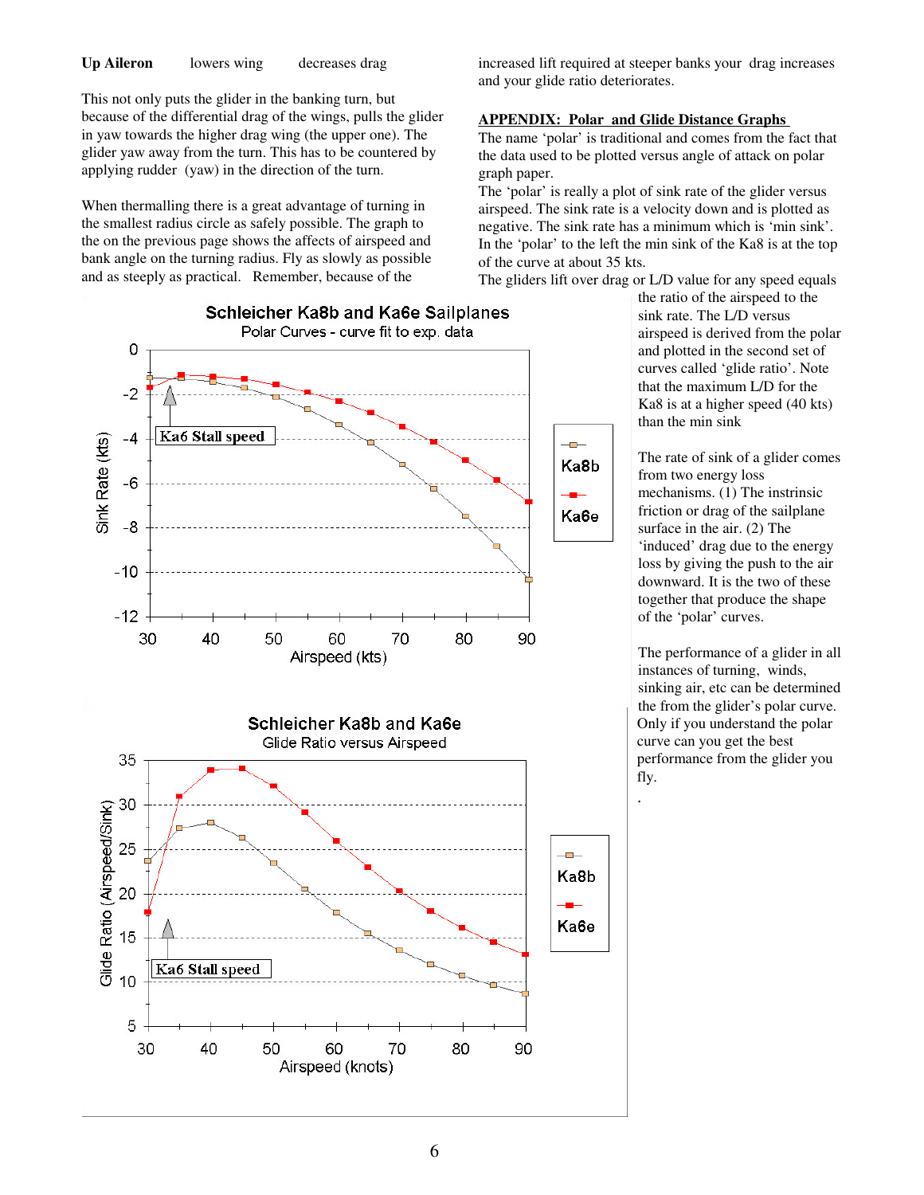**Up Aileron** lowers wing decreases drag

This not only puts the glider in the banking turn, but because of the differential drag of the wings, pulls the glider in yaw towards the higher drag wing (the upper one). The glider yaw away from the turn. This has to be countered by applying rudder (yaw) in the direction of the turn.

When thermalling there is a great advantage of turning in the smallest radius circle as safely possible. The graph to the on the previous page shows the affects of airspeed and bank angle on the turning radius. Fly as slowly as possible and as steeply as practical. Remember, because of the increased lift required at steeper banks your drag increases and your glide ratio deteriorates.

## APPENDIX: Polar and Glide Distance Graphs

The name 'polar' is traditional and comes from the fact that the data used to be plotted versus angle of attack on polar graph paper.

The 'polar' is really a plot of sink rate of the glider versus airspeed. The sink rate is a velocity down and is plotted as negative. The sink rate has a minimum which is 'min sink'. In the 'polar' to the left the min sink of the Ka8 is at the top of the curve at about 35 kts.

The gliders lift over drag or L/D value for any speed equals the ratio of the airspeed to the sink rate. The L/D versus airspeed is derived from the polar and plotted in the second set of curves called 'glide ratio'. Note that the maximum L/D for the Ka8 is at a higher speed (40 kts) than the min sink

The rate of sink of a glider comes from two energy loss mechanisms. (1) The intrinsic friction or drag of the sailplane surface in the air. (2) The 'induced' drag due to the energy loss by giving the push to the air downward. It is the two of these together that produce the shape of the 'polar' curves.

The performance of a glider in all instances of turning, winds, sinking air, etc can be determined the from the glider's polar curve. Only if you understand the polar curve can you get the best performance from the glider you fly.

Schleicher Ka8b and Ka6e Sailplanes
Polar Curves - curve fit to exp. data
Sink Rate (kts)
0
-2
-4
-6
-8
-10
-12
Airspeed (kts)
30 40 50 60 70 80 90
Ka6 Stall speed
Ka8b
Ka6e

Schleicher Ka8b and Ka6e
Glide Ratio versus Airspeed
Glide Ratio (Airspeed/Sink)
35
30
25
20
15
10
5
Airspeed (knots)
30 40 50 60 70 80 90
Ka6 Stall speed
Ka8b
Ka6e